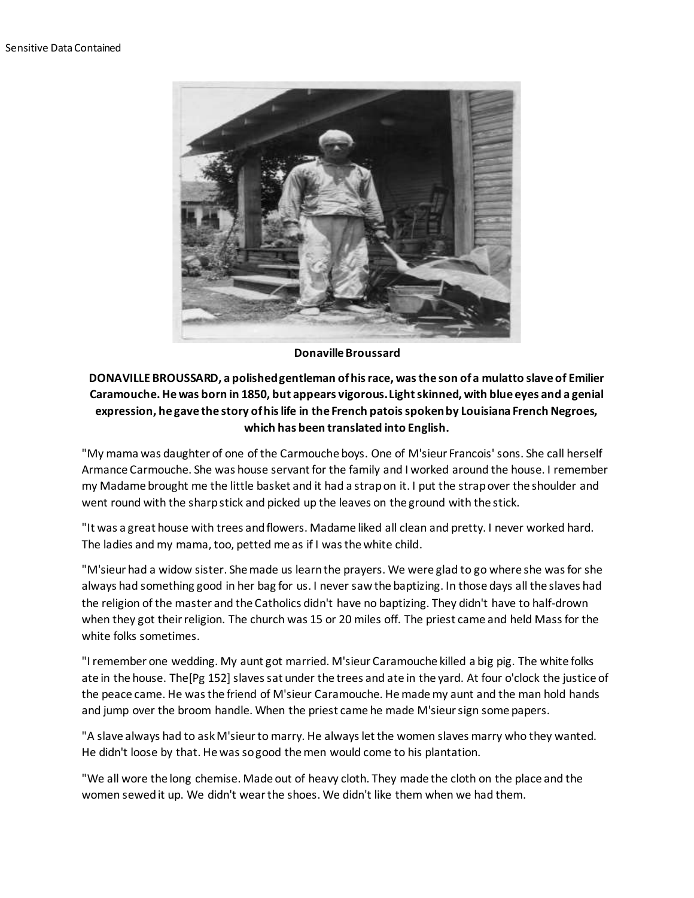Sensitive Data Contained

**Donaville Broussard**

**DONAVILLE BROUSSARD, a polished gentleman of his race, was the son of a mulatto slave of Emilier Caramouche. He was born in 1850, but appears vigorous. Light skinned, with blue eyes and a genial expression, he gave the story of his life in the French patois spoken by Louisiana French Negroes, which has been translated into English.**

"My mama was daughter of one of the Carmouche boys. One of M'sieur Francois' sons. She call herself Armance Carmouche. She was house servant for the family and I worked around the house. I remember my Madame brought me the little basket and it had a strap on it. I put the strap over the shoulder and went round with the sharp stick and picked up the leaves on the ground with the stick.

"It was a great house with trees and flowers. Madame liked all clean and pretty. I never worked hard. The ladies and my mama, too, petted me as if I was the white child.

"M'sieur had a widow sister. She made us learn the prayers. We were glad to go where she was for she always had something good in her bag for us. I never saw the baptizing. In those days all the slaves had the religion of the master and the Catholics didn't have no baptizing. They didn't have to half-drown when they got their religion. The church was 15 or 20 miles off. The priest came and held Mass for the white folks sometimes.

"I remember one wedding. My aunt got married. M'sieur Caramouche killed a big pig. The white folks ate in the house. The[Pg 152] slaves sat under the trees and ate in the yard. At four o'clock the justice of the peace came. He was the friend of M'sieur Caramouche. He made my aunt and the man hold hands and jump over the broom handle. When the priest came he made M'sieur sign some papers.

"A slave always had to ask M'sieur to marry. He always let the women slaves marry who they wanted. He didn't loose by that. He was so good the men would come to his plantation.

"We all wore the long chemise. Made out of heavy cloth. They made the cloth on the place and the women sewed it up. We didn't wear the shoes. We didn't like them when we had them.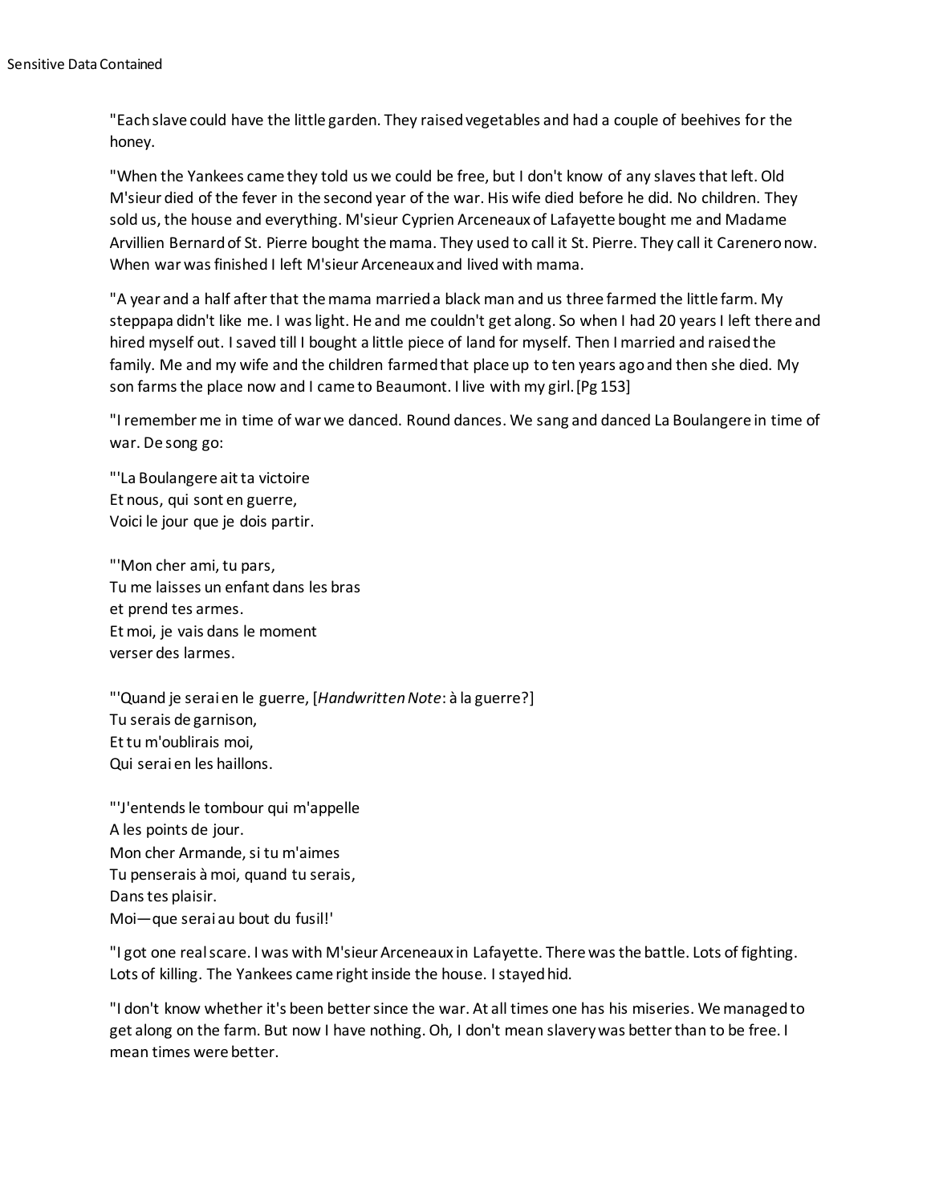"Each slave could have the little garden. They raised vegetables and had a couple of beehives for the honey.

"When the Yankees came they told us we could be free, but I don't know of any slaves that left. Old M'sieur died of the fever in the second year of the war. His wife died before he did. No children. They sold us, the house and everything. M'sieur Cyprien Arceneaux of Lafayette bought me and Madame Arvillien Bernard of St. Pierre bought the mama. They used to call it St. Pierre. They call it Carenero now. When war was finished I left M'sieur Arceneaux and lived with mama.

"A year and a half after that the mama married a black man and us three farmed the little farm. My steppapa didn't like me. I was light. He and me couldn't get along. So when I had 20 years I left there and hired myself out. I saved till I bought a little piece of land for myself. Then I married and raised the family. Me and my wife and the children farmed that place up to ten years ago and then she died. My son farms the place now and I came to Beaumont. I live with my girl. [Pg 153]

"I remember me in time of war we danced. Round dances. We sang and danced La Boulangere in time of war. De song go:

"'La Boulangere ait ta victoire  
Et nous, qui sont en guerre,  
Voici le jour que je dois partir.

"'Mon cher ami, tu pars,  
Tu me laisses un enfant dans les bras  
et prend tes armes.  
Et moi, je vais dans le moment  
verser des larmes.

"'Quand je serai en le guerre, [*Handwritten Note*: à la guerre?]  
Tu serais de garnison,  
Et tu m'oublirais moi,  
Qui serai en les haillons.

"'J'entends le tombour qui m'appelle  
A les points de jour.  
Mon cher Armande, si tu m'aimes  
Tu penserais à moi, quand tu serais,  
Dans tes plaisir.  
Moi—que serai au bout du fusil!'

"I got one real scare. I was with M'sieur Arceneaux in Lafayette. There was the battle. Lots of fighting. Lots of killing. The Yankees came right inside the house. I stayed hid.

"I don't know whether it's been better since the war. At all times one has his miseries. We managed to get along on the farm. But now I have nothing. Oh, I don't mean slavery was better than to be free. I mean times were better.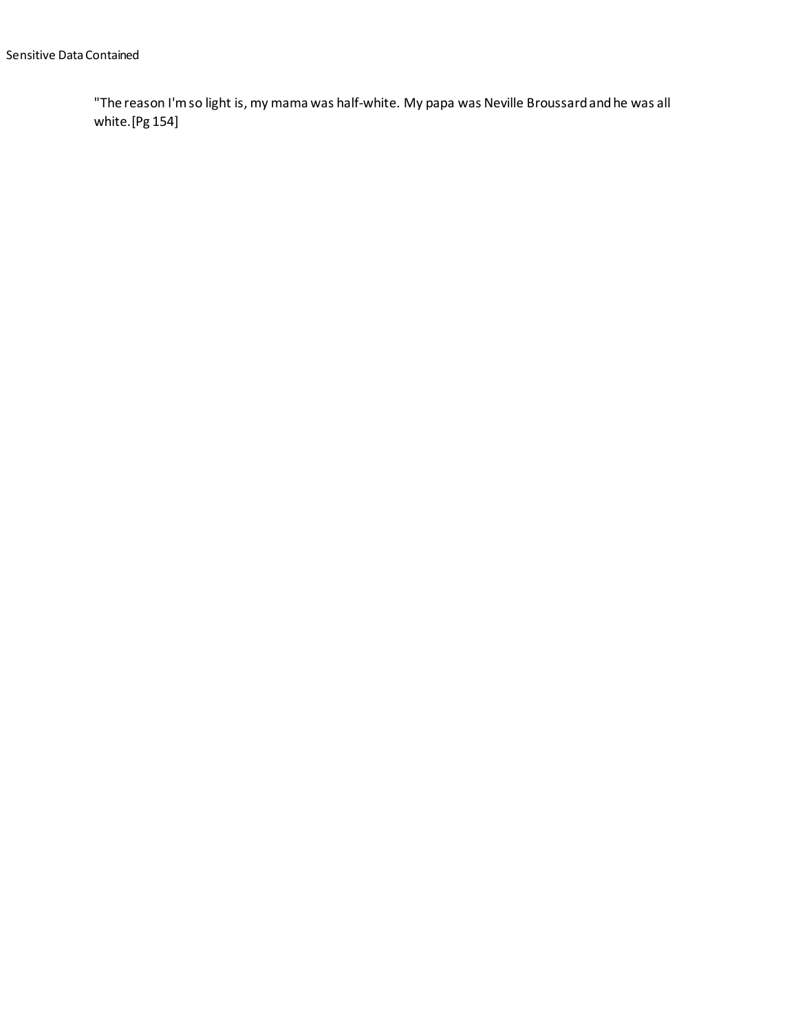"The reason I'm so light is, my mama was half-white. My papa was Neville Broussard and he was all white. [Pg 154]